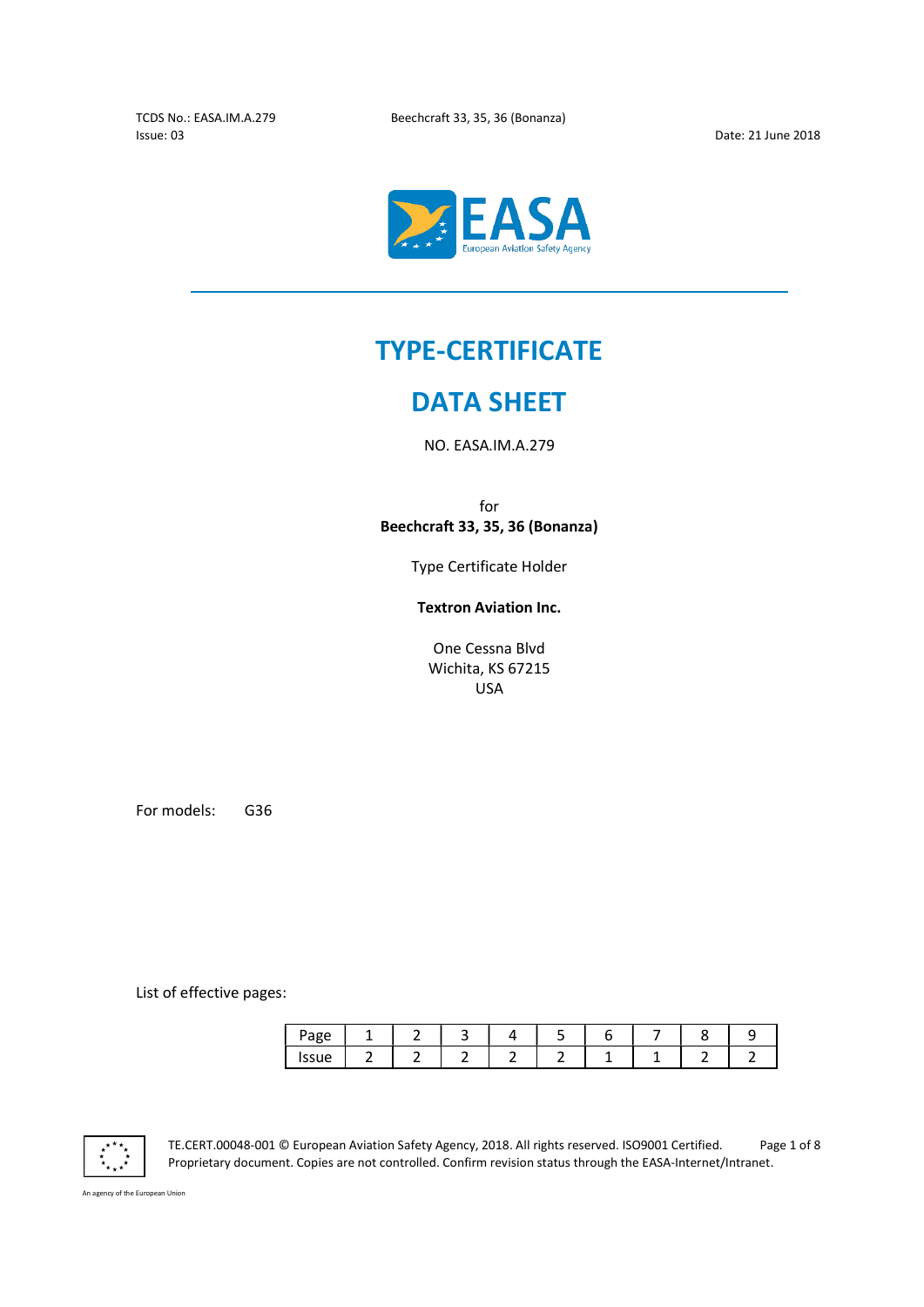# TYPE-CERTIFICATE

# DATA SHEET

NO. EASA.IM.A.279

for
**Beechcraft 33, 35, 36 (Bonanza)**

Type Certificate Holder

**Textron Aviation Inc.**

One Cessna Blvd
Wichita, KS 67215
USA

For models: G36

List of effective pages:

| Page | 1 | 2 | 3 | 4 | 5 | 6 | 7 | 8 | 9 |
|---|---|---|---|---|---|---|---|---|---|
| Issue | 2 | 2 | 2 | 2 | 2 | 1 | 1 | 2 | 2 |

TE.CERT.00048-001 © European Aviation Safety Agency, 2018. All rights reserved. ISO9001 Certified.
Proprietary document. Copies are not controlled. Confirm revision status through the EASA-Internet/Intranet.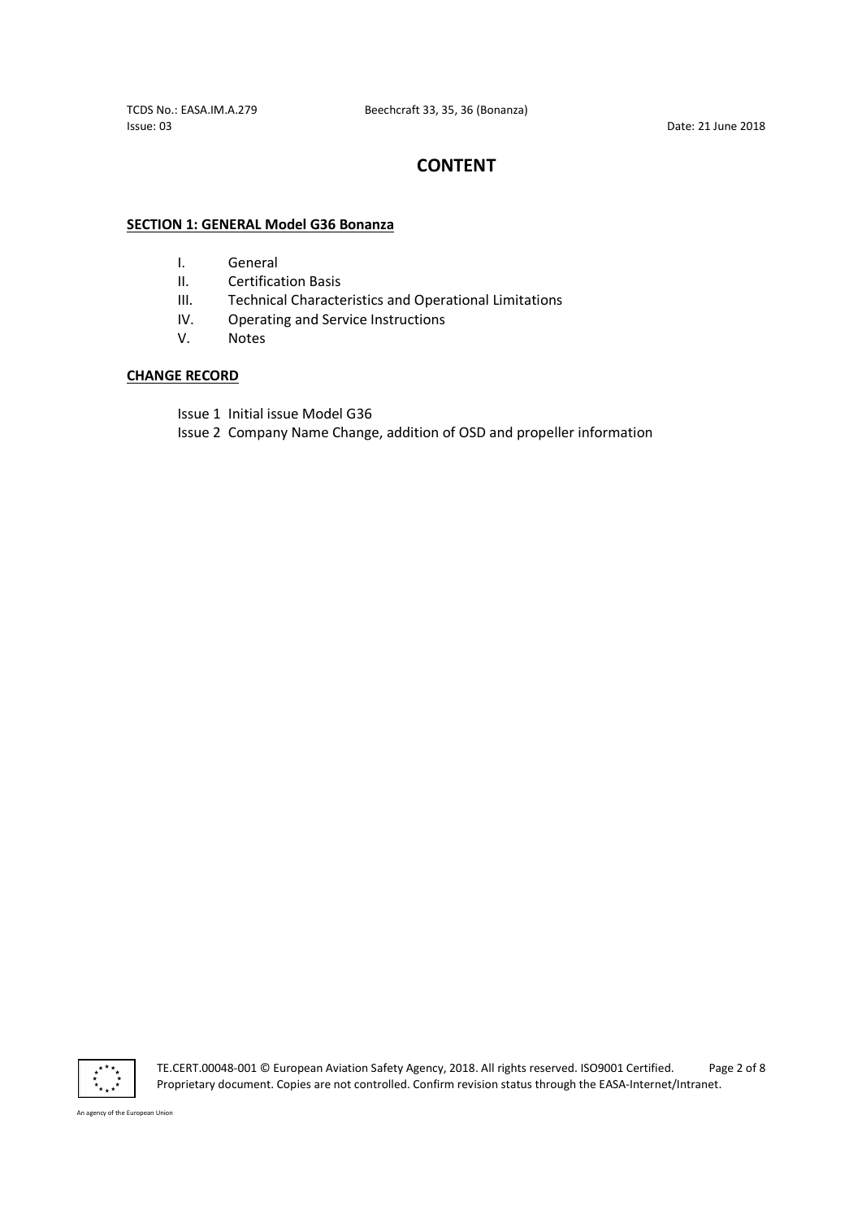# CONTENT

**SECTION 1: GENERAL Model G36 Bonanza**

- I. General
- II. Certification Basis
- III. Technical Characteristics and Operational Limitations
- IV. Operating and Service Instructions
- V. Notes

**CHANGE RECORD**

Issue 1 Initial issue Model G36

Issue 2 Company Name Change, addition of OSD and propeller information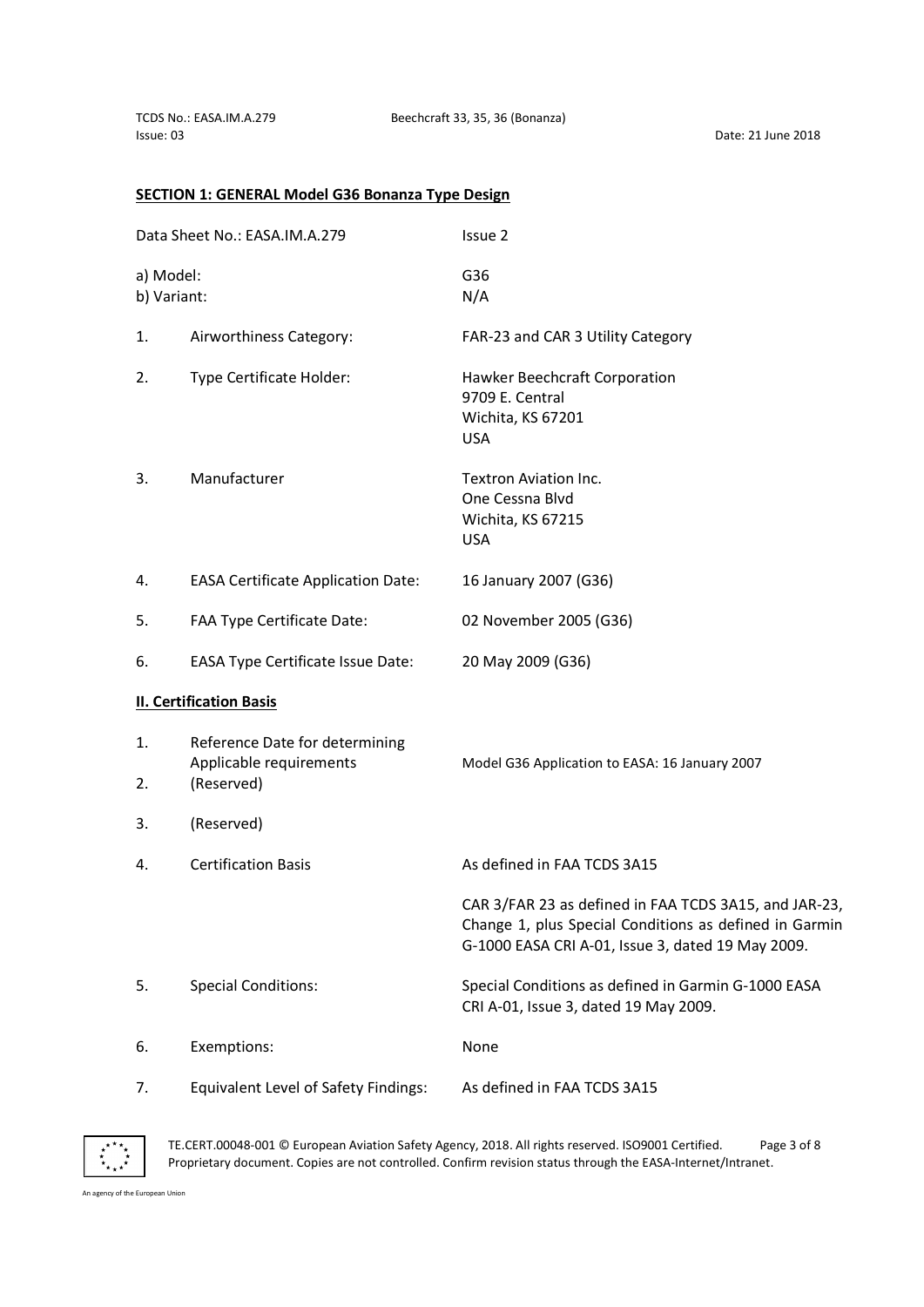## SECTION 1: GENERAL Model G36 Bonanza Type Design

| | | |
|---|---|---|
| Data Sheet No.: EASA.IM.A.279 | | Issue 2 |
| a) Model: | | G36 |
| b) Variant: | | N/A |
| 1. | Airworthiness Category: | FAR-23 and CAR 3 Utility Category |
| 2. | Type Certificate Holder: | Hawker Beechcraft Corporation<br>9709 E. Central<br>Wichita, KS 67201<br>USA |
| 3. | Manufacturer | Textron Aviation Inc.<br>One Cessna Blvd<br>Wichita, KS 67215<br>USA |
| 4. | EASA Certificate Application Date: | 16 January 2007 (G36) |
| 5. | FAA Type Certificate Date: | 02 November 2005 (G36) |
| 6. | EASA Type Certificate Issue Date: | 20 May 2009 (G36) |

## II. Certification Basis

| | | |
|---|---|---|
| 1. | Reference Date for determining Applicable requirements | Model G36 Application to EASA: 16 January 2007 |
| 2. | (Reserved) | |
| 3. | (Reserved) | |
| 4. | Certification Basis | As defined in FAA TCDS 3A15<br><br>CAR 3/FAR 23 as defined in FAA TCDS 3A15, and JAR-23, Change 1, plus Special Conditions as defined in Garmin G-1000 EASA CRI A-01, Issue 3, dated 19 May 2009. |
| 5. | Special Conditions: | Special Conditions as defined in Garmin G-1000 EASA CRI A-01, Issue 3, dated 19 May 2009. |
| 6. | Exemptions: | None |
| 7. | Equivalent Level of Safety Findings: | As defined in FAA TCDS 3A15 |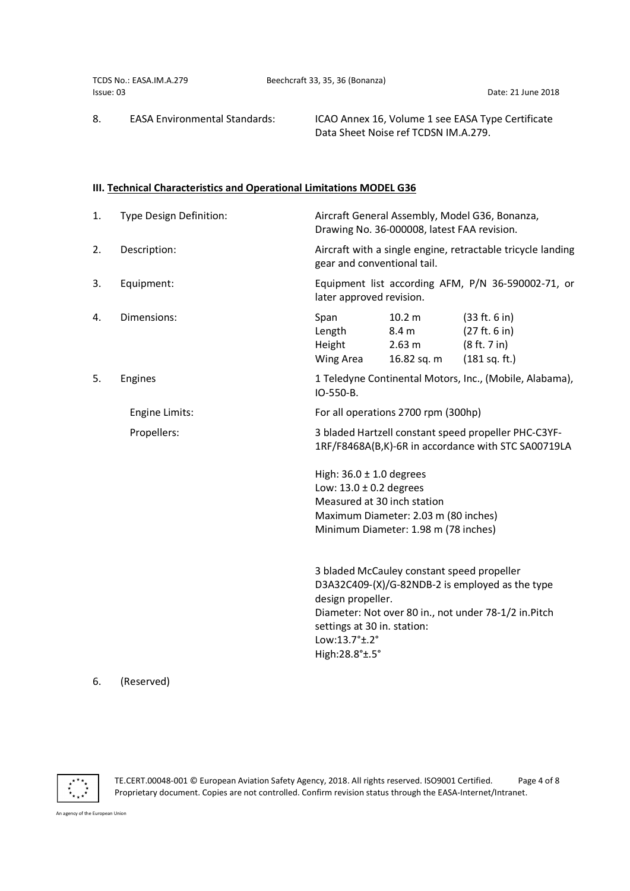| | | |
|---|---|---|
| 8. | EASA Environmental Standards: | ICAO Annex 16, Volume 1 see EASA Type Certificate Data Sheet Noise ref TCDSN IM.A.279. |

## III. Technical Characteristics and Operational Limitations MODEL G36

1. Type Design Definition: Aircraft General Assembly, Model G36, Bonanza, Drawing No. 36-000008, latest FAA revision.

2. Description: Aircraft with a single engine, retractable tricycle landing gear and conventional tail.

3. Equipment: Equipment list according AFM, P/N 36-590002-71, or later approved revision.

4. Dimensions:

| | | |
|---|---|---|
| Span | 10.2 m | (33 ft. 6 in) |
| Length | 8.4 m | (27 ft. 6 in) |
| Height | 2.63 m | (8 ft. 7 in) |
| Wing Area | 16.82 sq. m | (181 sq. ft.) |

5. Engines: 1 Teledyne Continental Motors, Inc., (Mobile, Alabama), IO-550-B.

   Engine Limits: For all operations 2700 rpm (300hp)

   Propellers: 3 bladed Hartzell constant speed propeller PHC-C3YF-1RF/F8468A(B,K)-6R in accordance with STC SA00719LA

   High: 36.0 ± 1.0 degrees
   Low: 13.0 ± 0.2 degrees
   Measured at 30 inch station
   Maximum Diameter: 2.03 m (80 inches)
   Minimum Diameter: 1.98 m (78 inches)

   3 bladed McCauley constant speed propeller D3A32C409-(X)/G-82NDB-2 is employed as the type design propeller.
   Diameter: Not over 80 in., not under 78-1/2 in.Pitch settings at 30 in. station:
   Low:13.7°±.2°
   High:28.8°±.5°

6. (Reserved)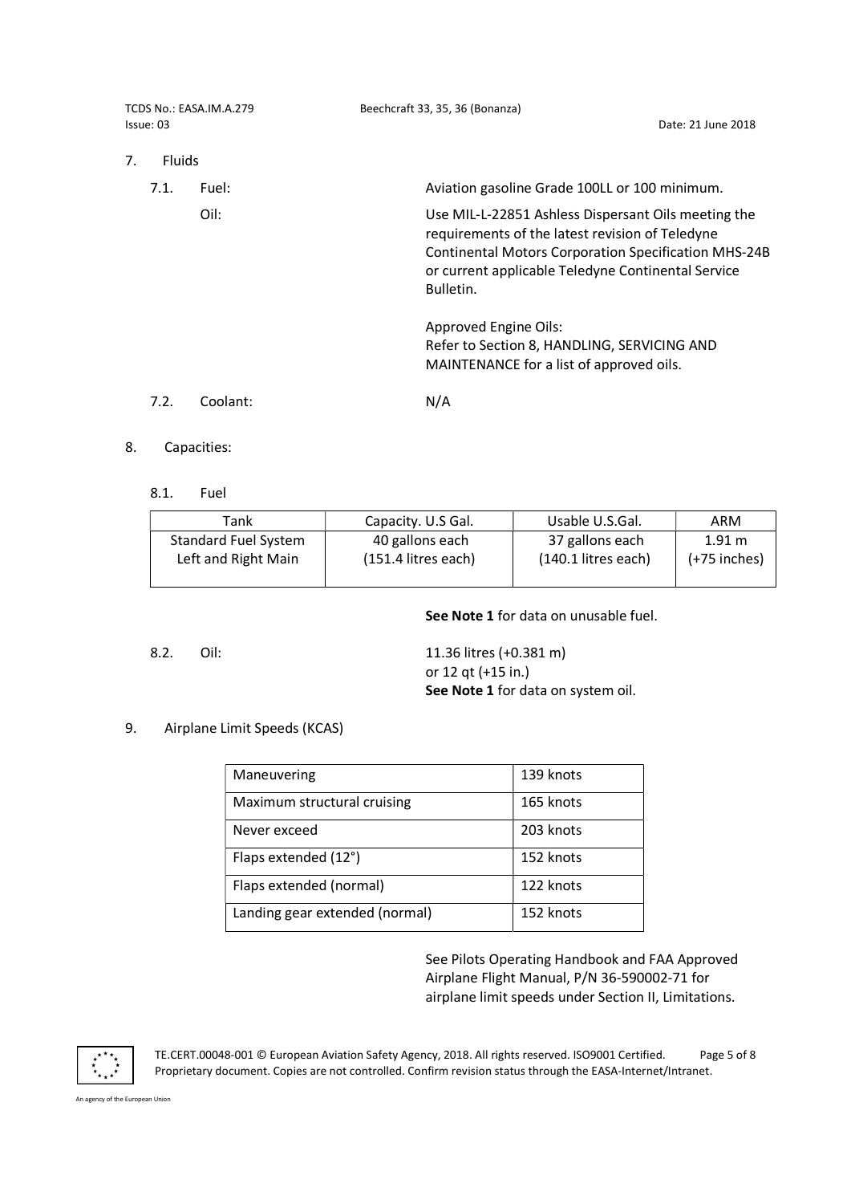## 7. Fluids

**7.1. Fuel:** Aviation gasoline Grade 100LL or 100 minimum.

**Oil:** Use MIL-L-22851 Ashless Dispersant Oils meeting the requirements of the latest revision of Teledyne Continental Motors Corporation Specification MHS-24B or current applicable Teledyne Continental Service Bulletin.

Approved Engine Oils:
Refer to Section 8, HANDLING, SERVICING AND MAINTENANCE for a list of approved oils.

**7.2. Coolant:** N/A

## 8. Capacities:

### 8.1. Fuel

| Tank | Capacity. U.S Gal. | Usable U.S.Gal. | ARM |
|---|---|---|---|
| Standard Fuel System Left and Right Main | 40 gallons each (151.4 litres each) | 37 gallons each (140.1 litres each) | 1.91 m (+75 inches) |

**See Note 1** for data on unusable fuel.

**8.2. Oil:** 11.36 litres (+0.381 m)
or 12 qt (+15 in.)
**See Note 1** for data on system oil.

## 9. Airplane Limit Speeds (KCAS)

| | |
|---|---|
| Maneuvering | 139 knots |
| Maximum structural cruising | 165 knots |
| Never exceed | 203 knots |
| Flaps extended (12°) | 152 knots |
| Flaps extended (normal) | 122 knots |
| Landing gear extended (normal) | 152 knots |

See Pilots Operating Handbook and FAA Approved Airplane Flight Manual, P/N 36-590002-71 for airplane limit speeds under Section II, Limitations.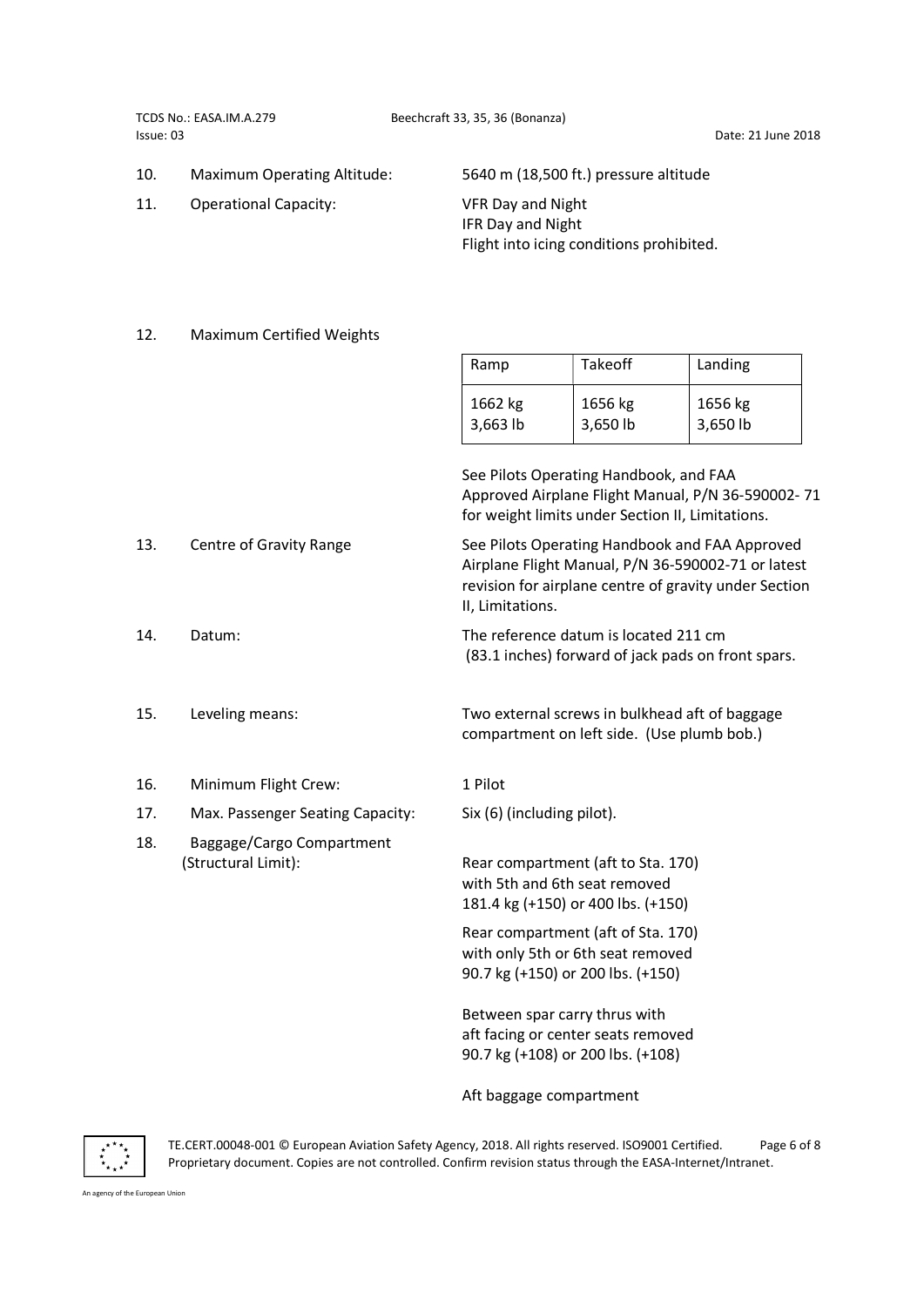10. Maximum Operating Altitude: 5640 m (18,500 ft.) pressure altitude

11. Operational Capacity: VFR Day and Night
    IFR Day and Night
    Flight into icing conditions prohibited.

12. Maximum Certified Weights

| Ramp | Takeoff | Landing |
|---|---|---|
| 1662 kg<br>3,663 lb | 1656 kg<br>3,650 lb | 1656 kg<br>3,650 lb |

See Pilots Operating Handbook, and FAA Approved Airplane Flight Manual, P/N 36-590002- 71 for weight limits under Section II, Limitations.

13. Centre of Gravity Range: See Pilots Operating Handbook and FAA Approved Airplane Flight Manual, P/N 36-590002-71 or latest revision for airplane centre of gravity under Section II, Limitations.

14. Datum: The reference datum is located 211 cm (83.1 inches) forward of jack pads on front spars.

15. Leveling means: Two external screws in bulkhead aft of baggage compartment on left side. (Use plumb bob.)

16. Minimum Flight Crew: 1 Pilot

17. Max. Passenger Seating Capacity: Six (6) (including pilot).

18. Baggage/Cargo Compartment (Structural Limit):

    Rear compartment (aft to Sta. 170) with 5th and 6th seat removed 181.4 kg (+150) or 400 lbs. (+150)

    Rear compartment (aft of Sta. 170) with only 5th or 6th seat removed 90.7 kg (+150) or 200 lbs. (+150)

    Between spar carry thrus with aft facing or center seats removed 90.7 kg (+108) or 200 lbs. (+108)

    Aft baggage compartment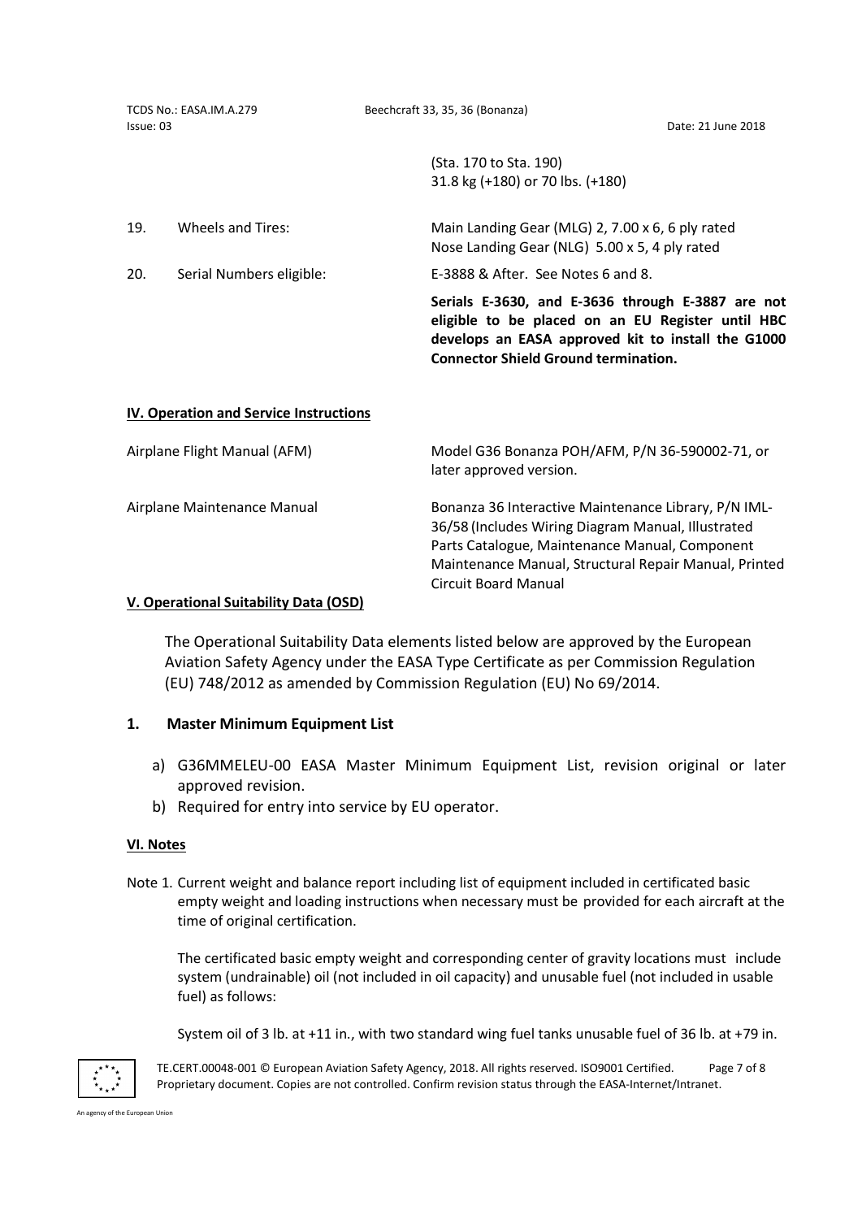(Sta. 170 to Sta. 190)
31.8 kg (+180) or 70 lbs. (+180)

| | | |
|---|---|---|
| 19. | Wheels and Tires: | Main Landing Gear (MLG) 2, 7.00 x 6, 6 ply rated<br>Nose Landing Gear (NLG) 5.00 x 5, 4 ply rated |
| 20. | Serial Numbers eligible: | E-3888 & After. See Notes 6 and 8.<br><br>**Serials E-3630, and E-3636 through E-3887 are not eligible to be placed on an EU Register until HBC develops an EASA approved kit to install the G1000 Connector Shield Ground termination.** |

**IV. Operation and Service Instructions**

| | |
|---|---|
| Airplane Flight Manual (AFM) | Model G36 Bonanza POH/AFM, P/N 36-590002-71, or later approved version. |
| Airplane Maintenance Manual | Bonanza 36 Interactive Maintenance Library, P/N IML-36/58 (Includes Wiring Diagram Manual, Illustrated Parts Catalogue, Maintenance Manual, Component Maintenance Manual, Structural Repair Manual, Printed Circuit Board Manual |

**V. Operational Suitability Data (OSD)**

The Operational Suitability Data elements listed below are approved by the European Aviation Safety Agency under the EASA Type Certificate as per Commission Regulation (EU) 748/2012 as amended by Commission Regulation (EU) No 69/2014.

**1. Master Minimum Equipment List**

a) G36MMELEU-00 EASA Master Minimum Equipment List, revision original or later approved revision.
b) Required for entry into service by EU operator.

**VI. Notes**

Note 1. Current weight and balance report including list of equipment included in certificated basic empty weight and loading instructions when necessary must be provided for each aircraft at the time of original certification.

The certificated basic empty weight and corresponding center of gravity locations must include system (undrainable) oil (not included in oil capacity) and unusable fuel (not included in usable fuel) as follows:

System oil of 3 lb. at +11 in., with two standard wing fuel tanks unusable fuel of 36 lb. at +79 in.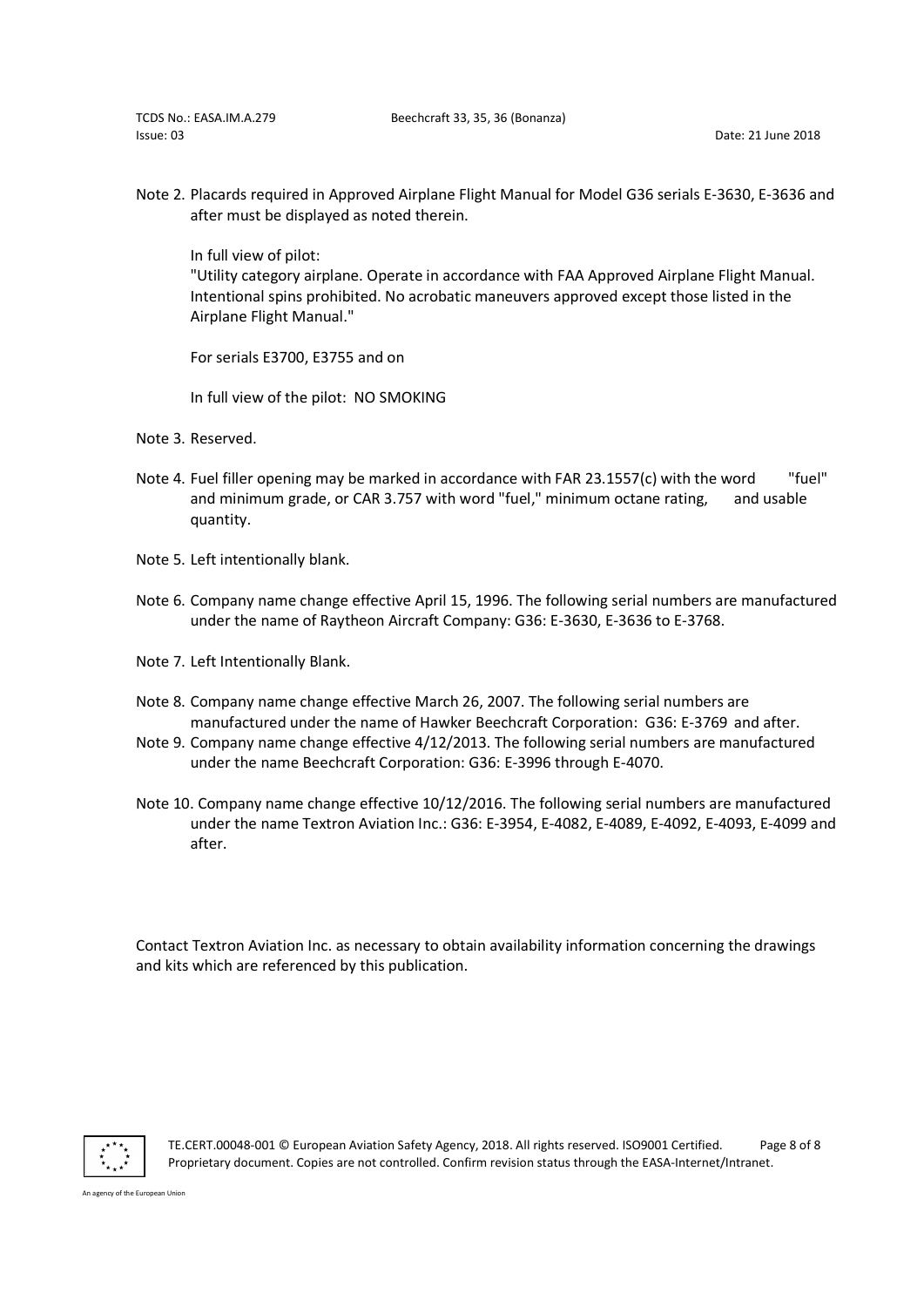Note 2. Placards required in Approved Airplane Flight Manual for Model G36 serials E-3630, E-3636 and after must be displayed as noted therein.

In full view of pilot:
"Utility category airplane. Operate in accordance with FAA Approved Airplane Flight Manual. Intentional spins prohibited. No acrobatic maneuvers approved except those listed in the Airplane Flight Manual."

For serials E3700, E3755 and on

In full view of the pilot: NO SMOKING

Note 3. Reserved.

Note 4. Fuel filler opening may be marked in accordance with FAR 23.1557(c) with the word "fuel" and minimum grade, or CAR 3.757 with word "fuel," minimum octane rating, and usable quantity.

Note 5. Left intentionally blank.

Note 6. Company name change effective April 15, 1996. The following serial numbers are manufactured under the name of Raytheon Aircraft Company: G36: E-3630, E-3636 to E-3768.

Note 7. Left Intentionally Blank.

Note 8. Company name change effective March 26, 2007. The following serial numbers are manufactured under the name of Hawker Beechcraft Corporation: G36: E-3769 and after.

Note 9. Company name change effective 4/12/2013. The following serial numbers are manufactured under the name Beechcraft Corporation: G36: E-3996 through E-4070.

Note 10. Company name change effective 10/12/2016. The following serial numbers are manufactured under the name Textron Aviation Inc.: G36: E-3954, E-4082, E-4089, E-4092, E-4093, E-4099 and after.

Contact Textron Aviation Inc. as necessary to obtain availability information concerning the drawings and kits which are referenced by this publication.